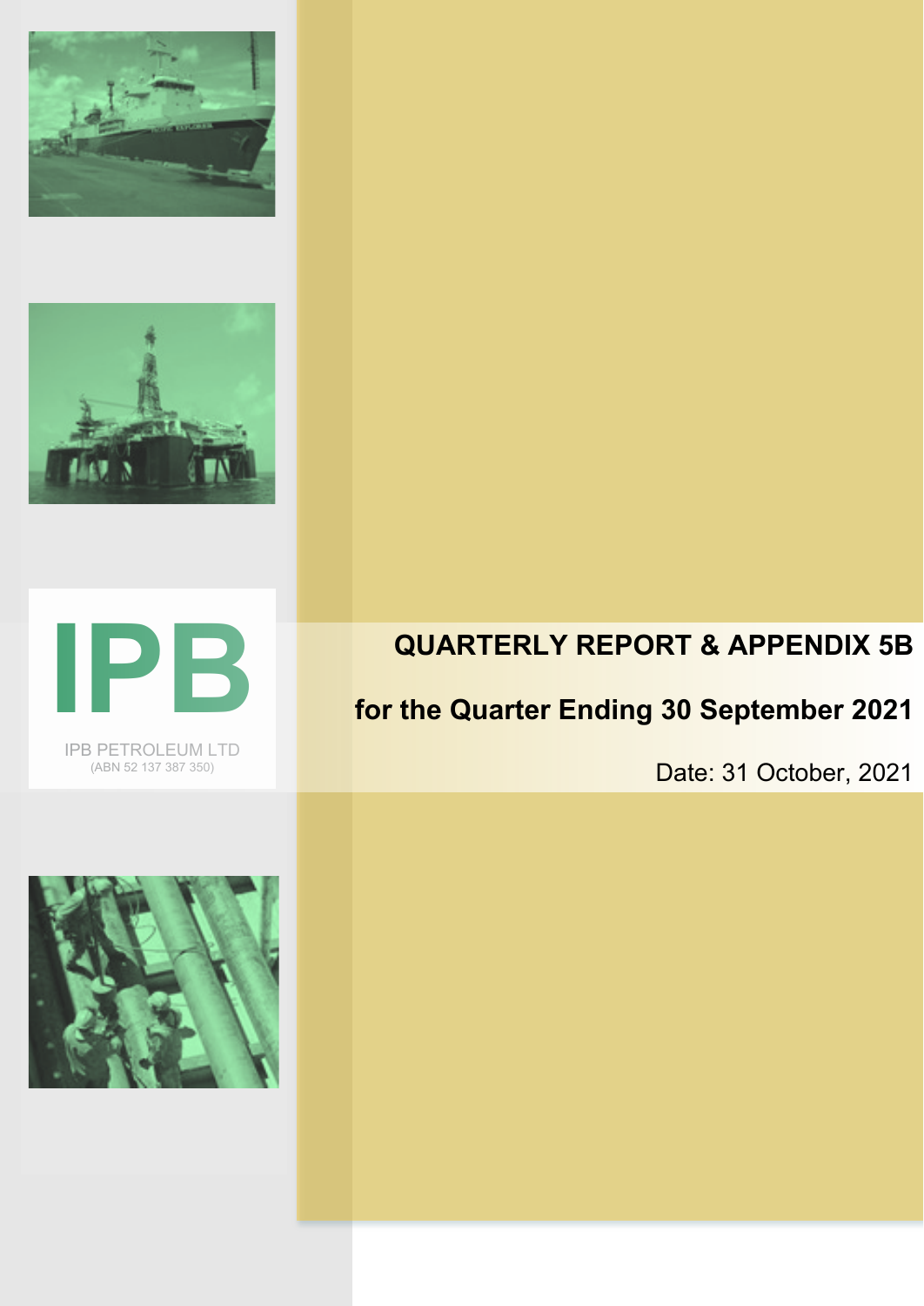IPB

IPB PETROLEUM LTD
(ABN 52 137 387 350)

# QUARTERLY REPORT & APPENDIX 5B

## for the Quarter Ending 30 September 2021

Date: 31 October, 2021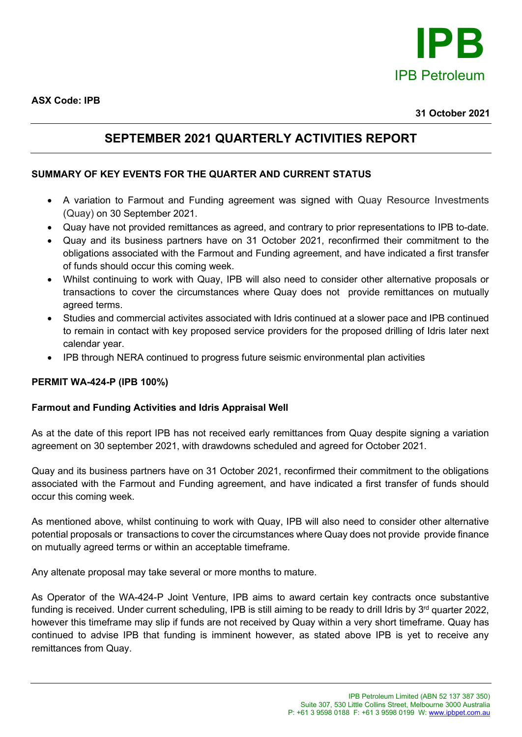**ASX Code: IPB**

**31 October 2021**

# SEPTEMBER 2021 QUARTERLY ACTIVITIES REPORT

## SUMMARY OF KEY EVENTS FOR THE QUARTER AND CURRENT STATUS

- A variation to Farmout and Funding agreement was signed with Quay Resource Investments (Quay) on 30 September 2021.
- Quay have not provided remittances as agreed, and contrary to prior representations to IPB to-date.
- Quay and its business partners have on 31 October 2021, reconfirmed their commitment to the obligations associated with the Farmout and Funding agreement, and have indicated a first transfer of funds should occur this coming week.
- Whilst continuing to work with Quay, IPB will also need to consider other alternative proposals or transactions to cover the circumstances where Quay does not provide remittances on mutually agreed terms.
- Studies and commercial activites associated with Idris continued at a slower pace and IPB continued to remain in contact with key proposed service providers for the proposed drilling of Idris later next calendar year.
- IPB through NERA continued to progress future seismic environmental plan activities

## PERMIT WA-424-P (IPB 100%)

### Farmout and Funding Activities and Idris Appraisal Well

As at the date of this report IPB has not received early remittances from Quay despite signing a variation agreement on 30 september 2021, with drawdowns scheduled and agreed for October 2021.

Quay and its business partners have on 31 October 2021, reconfirmed their commitment to the obligations associated with the Farmout and Funding agreement, and have indicated a first transfer of funds should occur this coming week.

As mentioned above, whilst continuing to work with Quay, IPB will also need to consider other alternative potential proposals or transactions to cover the circumstances where Quay does not provide provide finance on mutually agreed terms or within an acceptable timeframe.

Any altenate proposal may take several or more months to mature.

As Operator of the WA-424-P Joint Venture, IPB aims to award certain key contracts once substantive funding is received. Under current scheduling, IPB is still aiming to be ready to drill Idris by 3rd quarter 2022, however this timeframe may slip if funds are not received by Quay within a very short timeframe. Quay has continued to advise IPB that funding is imminent however, as stated above IPB is yet to receive any remittances from Quay.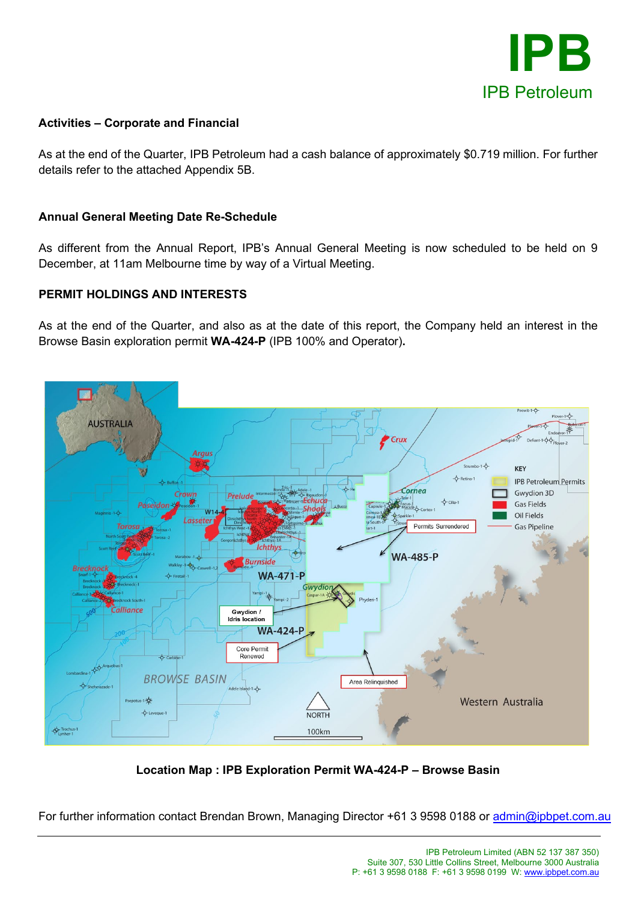### Activities – Corporate and Financial

As at the end of the Quarter, IPB Petroleum had a cash balance of approximately $0.719 million. For further details refer to the attached Appendix 5B.

### Annual General Meeting Date Re-Schedule

As different from the Annual Report, IPB's Annual General Meeting is now scheduled to be held on 9 December, at 11am Melbourne time by way of a Virtual Meeting.

### PERMIT HOLDINGS AND INTERESTS

As at the end of the Quarter, and also as at the date of this report, the Company held an interest in the Browse Basin exploration permit **WA-424-P** (IPB 100% and Operator)**.**

**Location Map : IPB Exploration Permit WA-424-P – Browse Basin**

For further information contact Brendan Brown, Managing Director +61 3 9598 0188 or admin@ipbpet.com.au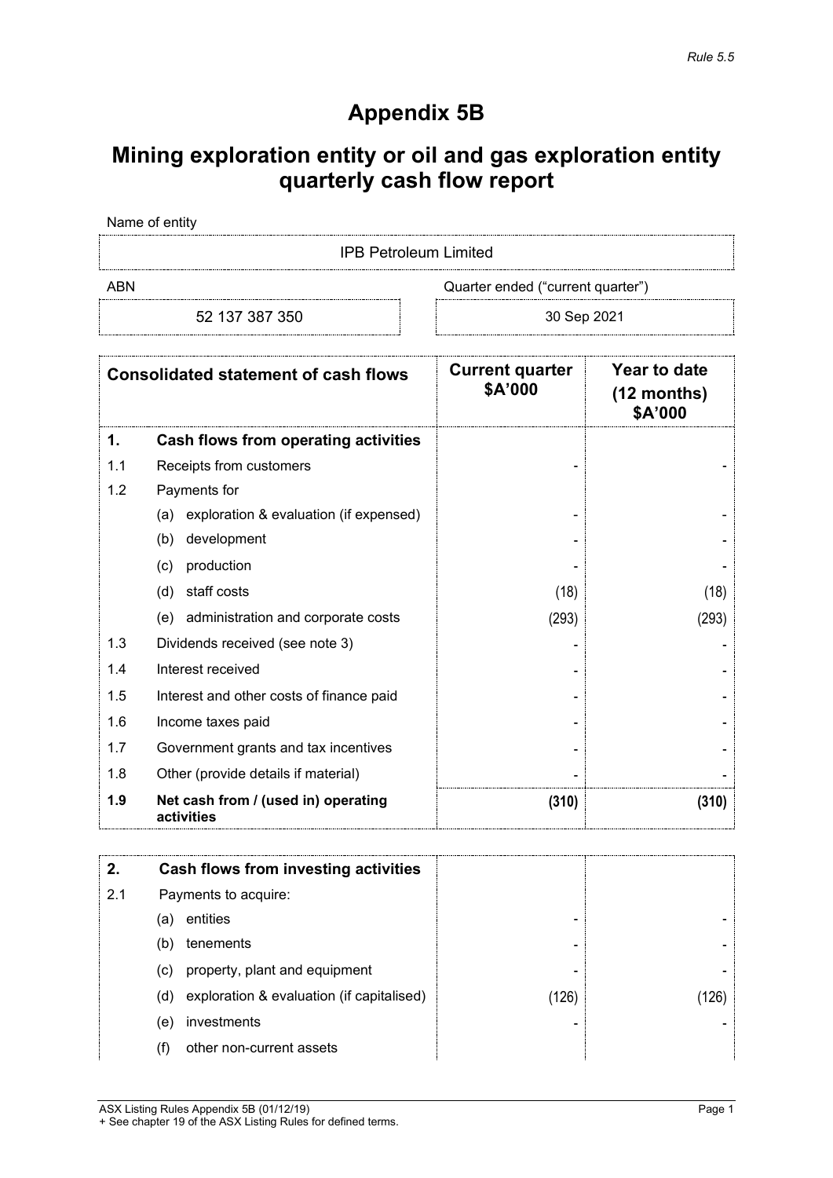*Rule 5.5*

# Appendix 5B

# Mining exploration entity or oil and gas exploration entity quarterly cash flow report

Name of entity

| IPB Petroleum Limited |
|---|

| ABN | Quarter ended ("current quarter") |
|---|---|
| 52 137 387 350 | 30 Sep 2021 |

| | Consolidated statement of cash flows | Current quarter $A'000 | Year to date (12 months) $A'000 |
|---|---|---|---|
| **1.** | **Cash flows from operating activities** | | |
| 1.1 | Receipts from customers | - | - |
| 1.2 | Payments for | | |
| | (a) exploration & evaluation (if expensed) | - | - |
| | (b) development | - | - |
| | (c) production | - | - |
| | (d) staff costs | (18) | (18) |
| | (e) administration and corporate costs | (293) | (293) |
| 1.3 | Dividends received (see note 3) | - | - |
| 1.4 | Interest received | - | - |
| 1.5 | Interest and other costs of finance paid | - | - |
| 1.6 | Income taxes paid | - | - |
| 1.7 | Government grants and tax incentives | - | - |
| 1.8 | Other (provide details if material) | - | - |
| **1.9** | **Net cash from / (used in) operating activities** | **(310)** | **(310)** |

| | | | |
|---|---|---|---|
| **2.** | **Cash flows from investing activities** | | |
| 2.1 | Payments to acquire: | | |
| | (a) entities | - | - |
| | (b) tenements | - | - |
| | (c) property, plant and equipment | - | - |
| | (d) exploration & evaluation (if capitalised) | (126) | (126) |
| | (e) investments | - | - |
| | (f) other non-current assets | | |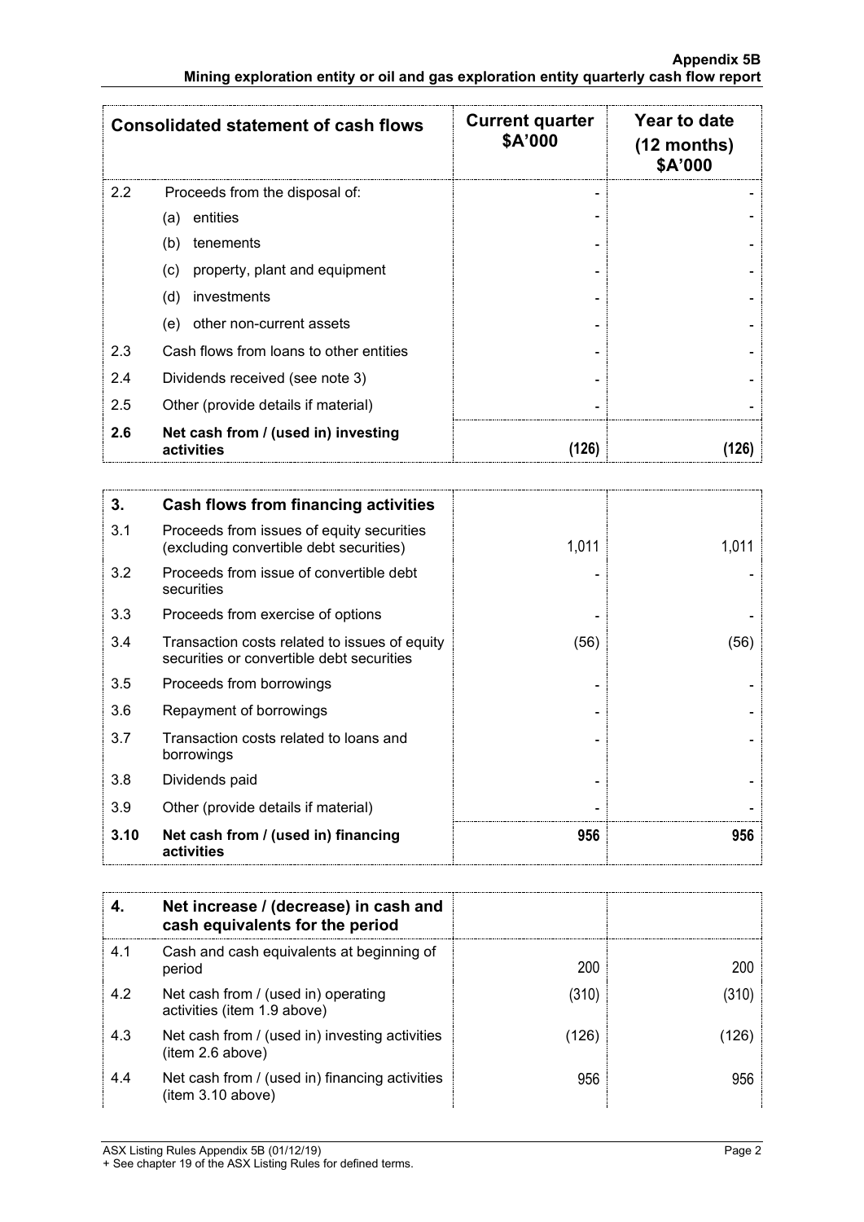| Consolidated statement of cash flows | | Current quarter $A'000 | Year to date (12 months) $A'000 |
|---|---|---|---|
| 2.2 | Proceeds from the disposal of: | - | - |
| | (a) entities | - | - |
| | (b) tenements | - | - |
| | (c) property, plant and equipment | - | - |
| | (d) investments | - | - |
| | (e) other non-current assets | - | - |
| 2.3 | Cash flows from loans to other entities | - | - |
| 2.4 | Dividends received (see note 3) | - | - |
| 2.5 | Other (provide details if material) | - | - |
| **2.6** | **Net cash from / (used in) investing activities** | **(126)** | **(126)** |

| 3. | Cash flows from financing activities | | |
|---|---|---|---|
| 3.1 | Proceeds from issues of equity securities (excluding convertible debt securities) | 1,011 | 1,011 |
| 3.2 | Proceeds from issue of convertible debt securities | - | - |
| 3.3 | Proceeds from exercise of options | - | - |
| 3.4 | Transaction costs related to issues of equity securities or convertible debt securities | (56) | (56) |
| 3.5 | Proceeds from borrowings | - | - |
| 3.6 | Repayment of borrowings | - | - |
| 3.7 | Transaction costs related to loans and borrowings | - | - |
| 3.8 | Dividends paid | - | - |
| 3.9 | Other (provide details if material) | - | - |
| **3.10** | **Net cash from / (used in) financing activities** | **956** | **956** |

| 4. | Net increase / (decrease) in cash and cash equivalents for the period | | |
|---|---|---|---|
| 4.1 | Cash and cash equivalents at beginning of period | 200 | 200 |
| 4.2 | Net cash from / (used in) operating activities (item 1.9 above) | (310) | (310) |
| 4.3 | Net cash from / (used in) investing activities (item 2.6 above) | (126) | (126) |
| 4.4 | Net cash from / (used in) financing activities (item 3.10 above) | 956 | 956 |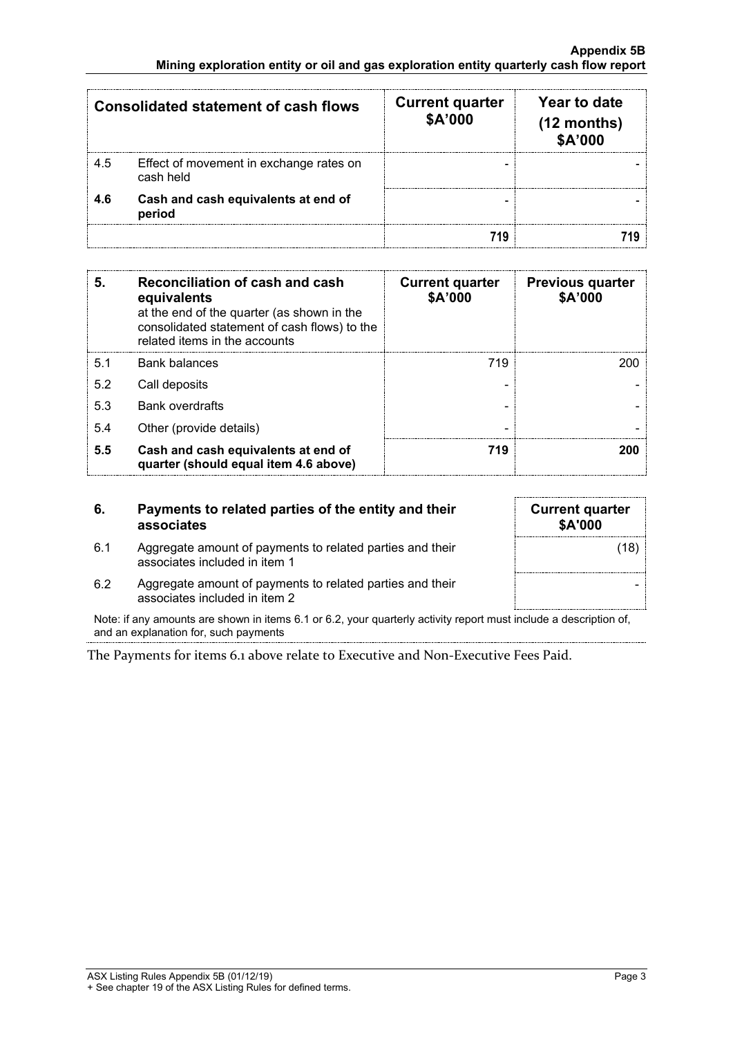| Consolidated statement of cash flows | | Current quarter $A'000 | Year to date (12 months) $A'000 |
|---|---|---|---|
| 4.5 | Effect of movement in exchange rates on cash held | - | - |
| **4.6** | **Cash and cash equivalents at end of period** | - | - |
| | | **719** | **719** |

| 5. | Reconciliation of cash and cash equivalents at the end of the quarter (as shown in the consolidated statement of cash flows) to the related items in the accounts | Current quarter $A'000 | Previous quarter $A'000 |
|---|---|---|---|
| 5.1 | Bank balances | 719 | 200 |
| 5.2 | Call deposits | - | - |
| 5.3 | Bank overdrafts | - | - |
| 5.4 | Other (provide details) | - | - |
| **5.5** | **Cash and cash equivalents at end of quarter (should equal item 4.6 above)** | **719** | **200** |

| 6. | Payments to related parties of the entity and their associates | Current quarter $A'000 |
|---|---|---|
| 6.1 | Aggregate amount of payments to related parties and their associates included in item 1 | (18) |
| 6.2 | Aggregate amount of payments to related parties and their associates included in item 2 | - |

Note: if any amounts are shown in items 6.1 or 6.2, your quarterly activity report must include a description of, and an explanation for, such payments

The Payments for items 6.1 above relate to Executive and Non-Executive Fees Paid.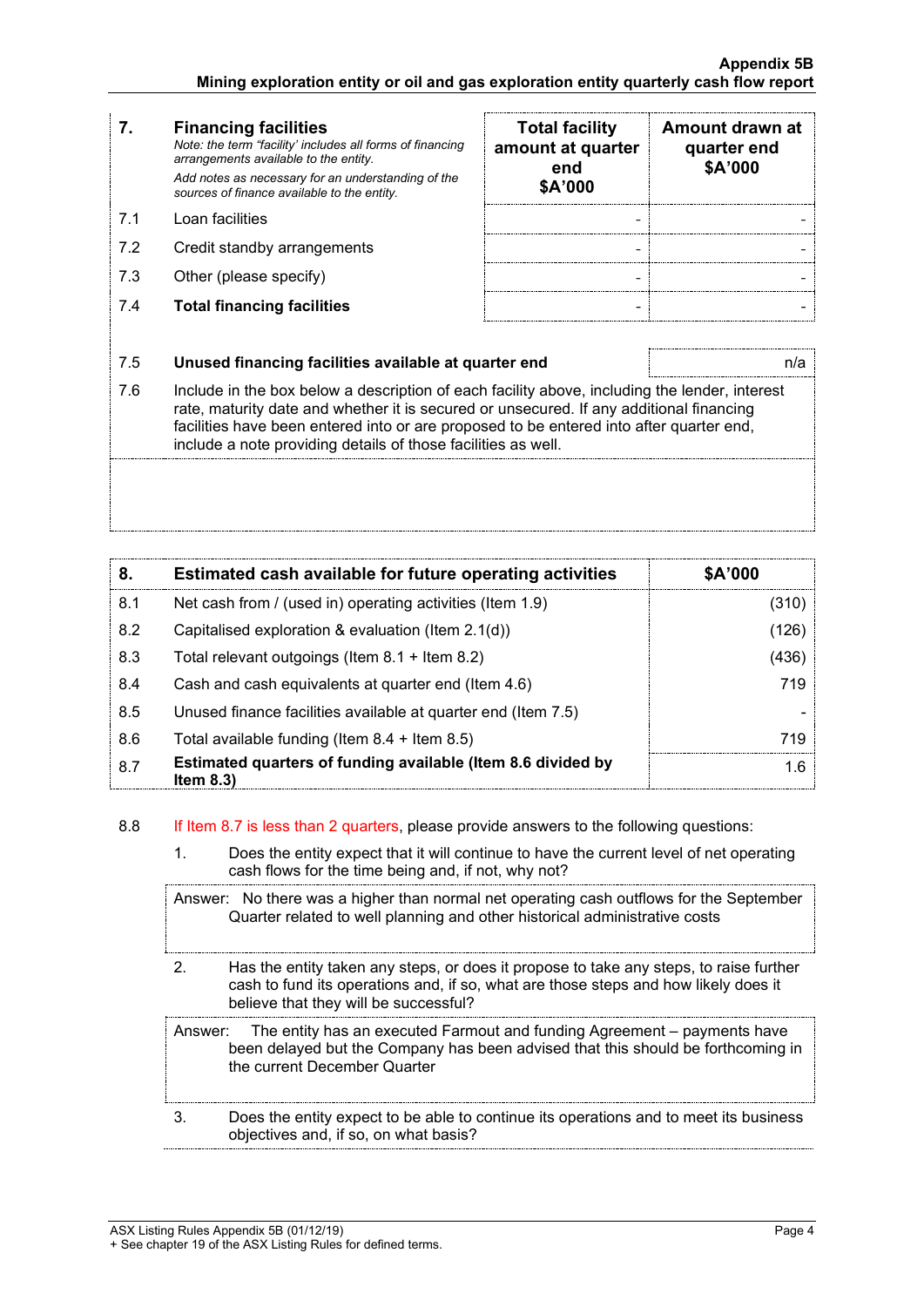| 7. | **Financing facilities**<br>*Note: the term "facility' includes all forms of financing arrangements available to the entity.*<br>*Add notes as necessary for an understanding of the sources of finance available to the entity.* | **Total facility amount at quarter end $A'000** | **Amount drawn at quarter end $A'000** |
|---|---|---|---|
| 7.1 | Loan facilities | - | - |
| 7.2 | Credit standby arrangements | - | - |
| 7.3 | Other (please specify) | - | - |
| 7.4 | **Total financing facilities** | - | - |

| | | |
|---|---|---|
| 7.5 | **Unused financing facilities available at quarter end** | n/a |

7.6 Include in the box below a description of each facility above, including the lender, interest rate, maturity date and whether it is secured or unsecured. If any additional financing facilities have been entered into or are proposed to be entered into after quarter end, include a note providing details of those facilities as well.

| 8. | **Estimated cash available for future operating activities** | **$A'000** |
|---|---|---|
| 8.1 | Net cash from / (used in) operating activities (Item 1.9) | (310) |
| 8.2 | Capitalised exploration & evaluation (Item 2.1(d)) | (126) |
| 8.3 | Total relevant outgoings (Item 8.1 + Item 8.2) | (436) |
| 8.4 | Cash and cash equivalents at quarter end (Item 4.6) | 719 |
| 8.5 | Unused finance facilities available at quarter end (Item 7.5) | - |
| 8.6 | Total available funding (Item 8.4 + Item 8.5) | 719 |
| 8.7 | **Estimated quarters of funding available (Item 8.6 divided by Item 8.3)** | 1.6 |

8.8 If Item 8.7 is less than 2 quarters, please provide answers to the following questions:

1. Does the entity expect that it will continue to have the current level of net operating cash flows for the time being and, if not, why not?

   Answer: No there was a higher than normal net operating cash outflows for the September Quarter related to well planning and other historical administrative costs

2. Has the entity taken any steps, or does it propose to take any steps, to raise further cash to fund its operations and, if so, what are those steps and how likely does it believe that they will be successful?

   Answer: The entity has an executed Farmout and funding Agreement – payments have been delayed but the Company has been advised that this should be forthcoming in the current December Quarter

3. Does the entity expect to be able to continue its operations and to meet its business objectives and, if so, on what basis?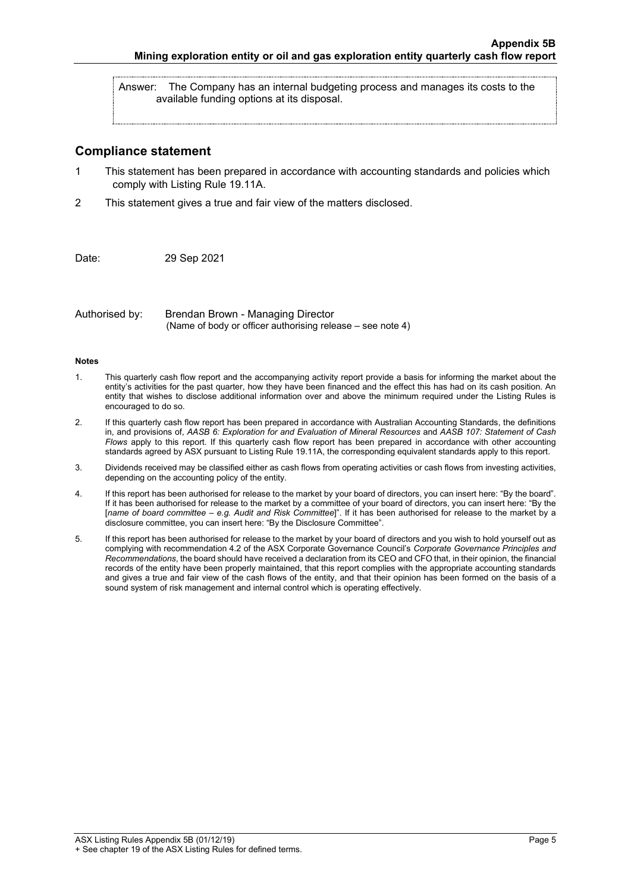Answer: The Company has an internal budgeting process and manages its costs to the available funding options at its disposal.

## Compliance statement

1 This statement has been prepared in accordance with accounting standards and policies which comply with Listing Rule 19.11A.

2 This statement gives a true and fair view of the matters disclosed.

Date: 29 Sep 2021

Authorised by: Brendan Brown - Managing Director
(Name of body or officer authorising release – see note 4)

#### Notes

1. This quarterly cash flow report and the accompanying activity report provide a basis for informing the market about the entity's activities for the past quarter, how they have been financed and the effect this has had on its cash position. An entity that wishes to disclose additional information over and above the minimum required under the Listing Rules is encouraged to do so.
2. If this quarterly cash flow report has been prepared in accordance with Australian Accounting Standards, the definitions in, and provisions of, *AASB 6: Exploration for and Evaluation of Mineral Resources* and *AASB 107: Statement of Cash Flows* apply to this report. If this quarterly cash flow report has been prepared in accordance with other accounting standards agreed by ASX pursuant to Listing Rule 19.11A, the corresponding equivalent standards apply to this report.
3. Dividends received may be classified either as cash flows from operating activities or cash flows from investing activities, depending on the accounting policy of the entity.
4. If this report has been authorised for release to the market by your board of directors, you can insert here: "By the board". If it has been authorised for release to the market by a committee of your board of directors, you can insert here: "By the [*name of board committee – e.g. Audit and Risk Committee*]". If it has been authorised for release to the market by a disclosure committee, you can insert here: "By the Disclosure Committee".
5. If this report has been authorised for release to the market by your board of directors and you wish to hold yourself out as complying with recommendation 4.2 of the ASX Corporate Governance Council's *Corporate Governance Principles and Recommendations*, the board should have received a declaration from its CEO and CFO that, in their opinion, the financial records of the entity have been properly maintained, that this report complies with the appropriate accounting standards and gives a true and fair view of the cash flows of the entity, and that their opinion has been formed on the basis of a sound system of risk management and internal control which is operating effectively.